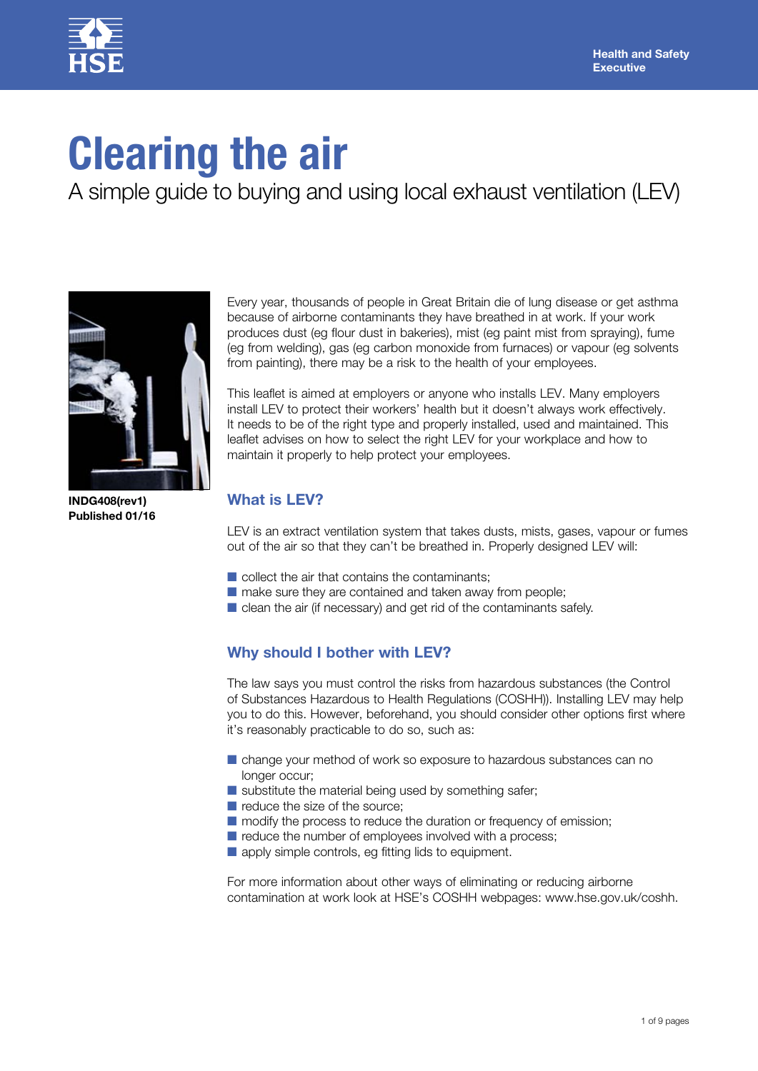Health and Safety Executive

# Clearing the air

## A simple guide to buying and using local exhaust ventilation (LEV)

**INDG408(rev1)**
**Published 01/16**

Every year, thousands of people in Great Britain die of lung disease or get asthma because of airborne contaminants they have breathed in at work. If your work produces dust (eg flour dust in bakeries), mist (eg paint mist from spraying), fume (eg from welding), gas (eg carbon monoxide from furnaces) or vapour (eg solvents from painting), there may be a risk to the health of your employees.

This leaflet is aimed at employers or anyone who installs LEV. Many employers install LEV to protect their workers' health but it doesn't always work effectively. It needs to be of the right type and properly installed, used and maintained. This leaflet advises on how to select the right LEV for your workplace and how to maintain it properly to help protect your employees.

### What is LEV?

LEV is an extract ventilation system that takes dusts, mists, gases, vapour or fumes out of the air so that they can't be breathed in. Properly designed LEV will:

- collect the air that contains the contaminants;
- make sure they are contained and taken away from people;
- clean the air (if necessary) and get rid of the contaminants safely.

### Why should I bother with LEV?

The law says you must control the risks from hazardous substances (the Control of Substances Hazardous to Health Regulations (COSHH)). Installing LEV may help you to do this. However, beforehand, you should consider other options first where it's reasonably practicable to do so, such as:

- change your method of work so exposure to hazardous substances can no longer occur;
- substitute the material being used by something safer;
- reduce the size of the source;
- modify the process to reduce the duration or frequency of emission;
- reduce the number of employees involved with a process;
- apply simple controls, eg fitting lids to equipment.

For more information about other ways of eliminating or reducing airborne contamination at work look at HSE's COSHH webpages: www.hse.gov.uk/coshh.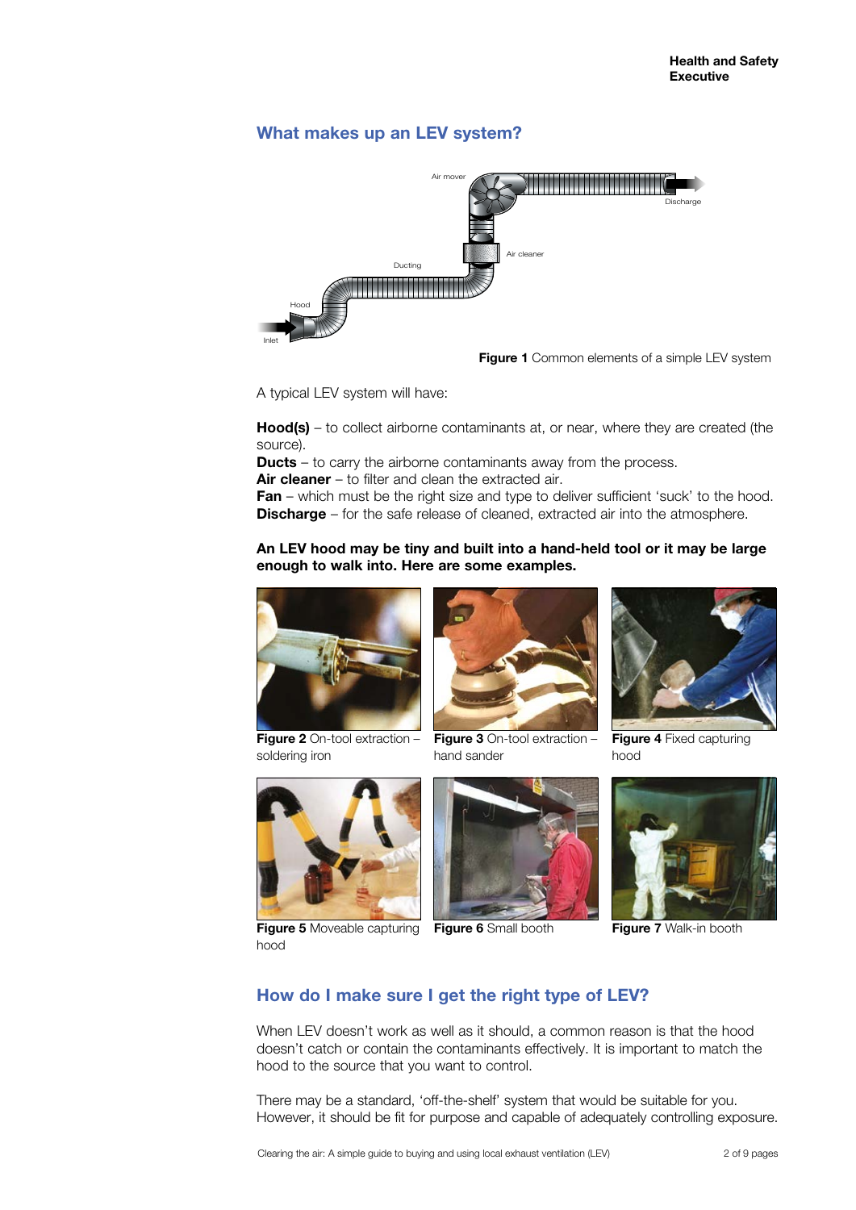## What makes up an LEV system?

**Figure 1** Common elements of a simple LEV system

A typical LEV system will have:

**Hood(s)** – to collect airborne contaminants at, or near, where they are created (the source).
**Ducts** – to carry the airborne contaminants away from the process.
**Air cleaner** – to filter and clean the extracted air.
**Fan** – which must be the right size and type to deliver sufficient 'suck' to the hood.
**Discharge** – for the safe release of cleaned, extracted air into the atmosphere.

**An LEV hood may be tiny and built into a hand-held tool or it may be large enough to walk into. Here are some examples.**

**Figure 2** On-tool extraction – soldering iron

**Figure 3** On-tool extraction – hand sander

**Figure 4** Fixed capturing hood

**Figure 5** Moveable capturing hood

**Figure 6** Small booth

**Figure 7** Walk-in booth

## How do I make sure I get the right type of LEV?

When LEV doesn't work as well as it should, a common reason is that the hood doesn't catch or contain the contaminants effectively. It is important to match the hood to the source that you want to control.

There may be a standard, 'off-the-shelf' system that would be suitable for you. However, it should be fit for purpose and capable of adequately controlling exposure.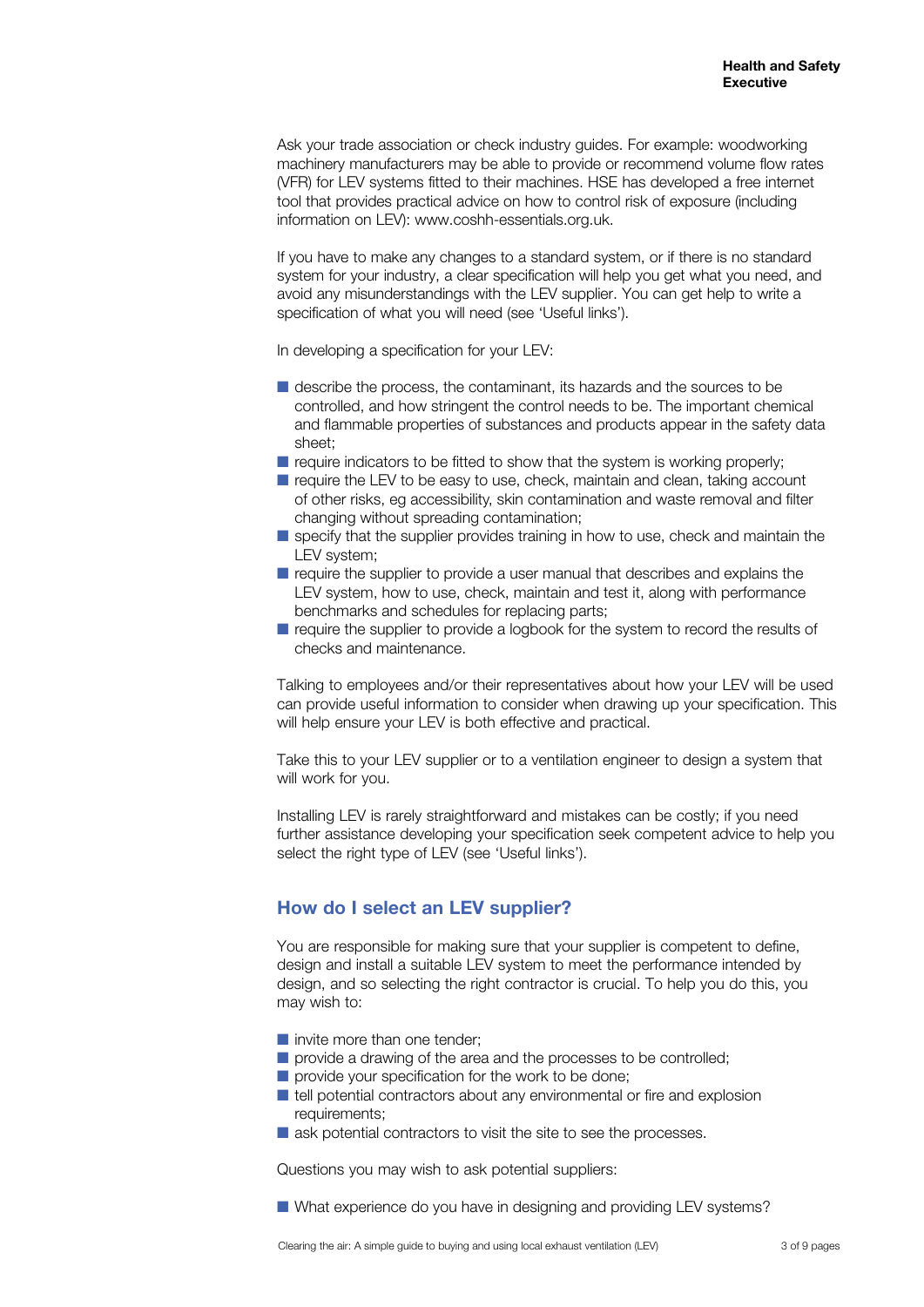Ask your trade association or check industry guides. For example: woodworking machinery manufacturers may be able to provide or recommend volume flow rates (VFR) for LEV systems fitted to their machines. HSE has developed a free internet tool that provides practical advice on how to control risk of exposure (including information on LEV): www.coshh-essentials.org.uk.

If you have to make any changes to a standard system, or if there is no standard system for your industry, a clear specification will help you get what you need, and avoid any misunderstandings with the LEV supplier. You can get help to write a specification of what you will need (see 'Useful links').

In developing a specification for your LEV:

- describe the process, the contaminant, its hazards and the sources to be controlled, and how stringent the control needs to be. The important chemical and flammable properties of substances and products appear in the safety data sheet;
- require indicators to be fitted to show that the system is working properly;
- require the LEV to be easy to use, check, maintain and clean, taking account of other risks, eg accessibility, skin contamination and waste removal and filter changing without spreading contamination;
- specify that the supplier provides training in how to use, check and maintain the LEV system;
- require the supplier to provide a user manual that describes and explains the LEV system, how to use, check, maintain and test it, along with performance benchmarks and schedules for replacing parts;
- require the supplier to provide a logbook for the system to record the results of checks and maintenance.

Talking to employees and/or their representatives about how your LEV will be used can provide useful information to consider when drawing up your specification. This will help ensure your LEV is both effective and practical.

Take this to your LEV supplier or to a ventilation engineer to design a system that will work for you.

Installing LEV is rarely straightforward and mistakes can be costly; if you need further assistance developing your specification seek competent advice to help you select the right type of LEV (see 'Useful links').

## How do I select an LEV supplier?

You are responsible for making sure that your supplier is competent to define, design and install a suitable LEV system to meet the performance intended by design, and so selecting the right contractor is crucial. To help you do this, you may wish to:

- invite more than one tender;
- provide a drawing of the area and the processes to be controlled;
- provide your specification for the work to be done;
- tell potential contractors about any environmental or fire and explosion requirements;
- ask potential contractors to visit the site to see the processes.

Questions you may wish to ask potential suppliers:

- What experience do you have in designing and providing LEV systems?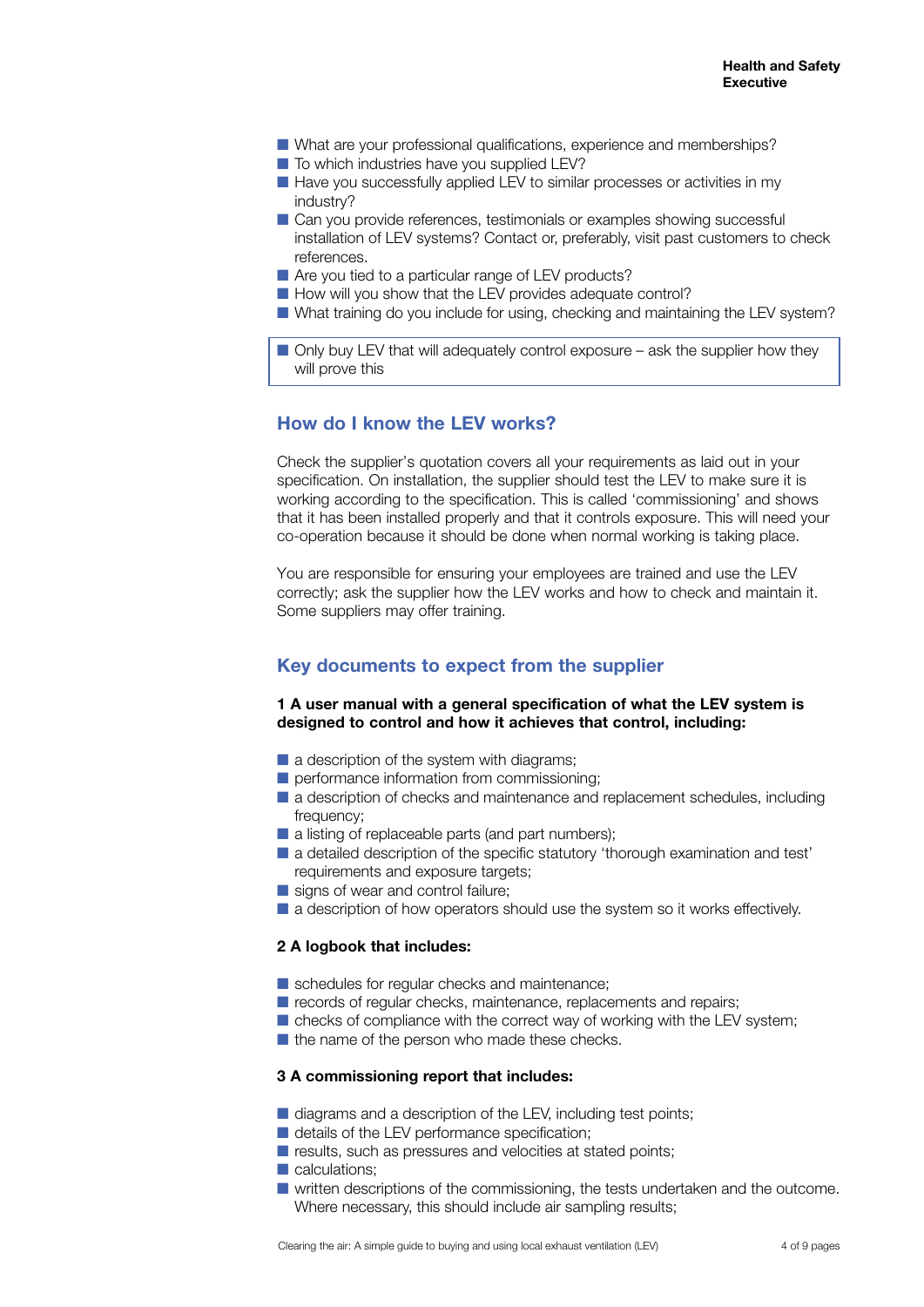- What are your professional qualifications, experience and memberships?
- To which industries have you supplied LEV?
- Have you successfully applied LEV to similar processes or activities in my industry?
- Can you provide references, testimonials or examples showing successful installation of LEV systems? Contact or, preferably, visit past customers to check references.
- Are you tied to a particular range of LEV products?
- How will you show that the LEV provides adequate control?
- What training do you include for using, checking and maintaining the LEV system?

> - Only buy LEV that will adequately control exposure – ask the supplier how they will prove this

## How do I know the LEV works?

Check the supplier's quotation covers all your requirements as laid out in your specification. On installation, the supplier should test the LEV to make sure it is working according to the specification. This is called 'commissioning' and shows that it has been installed properly and that it controls exposure. This will need your co-operation because it should be done when normal working is taking place.

You are responsible for ensuring your employees are trained and use the LEV correctly; ask the supplier how the LEV works and how to check and maintain it. Some suppliers may offer training.

## Key documents to expect from the supplier

**1 A user manual with a general specification of what the LEV system is designed to control and how it achieves that control, including:**

- a description of the system with diagrams;
- performance information from commissioning;
- a description of checks and maintenance and replacement schedules, including frequency;
- a listing of replaceable parts (and part numbers);
- a detailed description of the specific statutory 'thorough examination and test' requirements and exposure targets;
- signs of wear and control failure;
- a description of how operators should use the system so it works effectively.

**2 A logbook that includes:**

- schedules for regular checks and maintenance;
- records of regular checks, maintenance, replacements and repairs;
- checks of compliance with the correct way of working with the LEV system;
- the name of the person who made these checks.

**3 A commissioning report that includes:**

- diagrams and a description of the LEV, including test points;
- details of the LEV performance specification;
- results, such as pressures and velocities at stated points;
- calculations;
- written descriptions of the commissioning, the tests undertaken and the outcome. Where necessary, this should include air sampling results;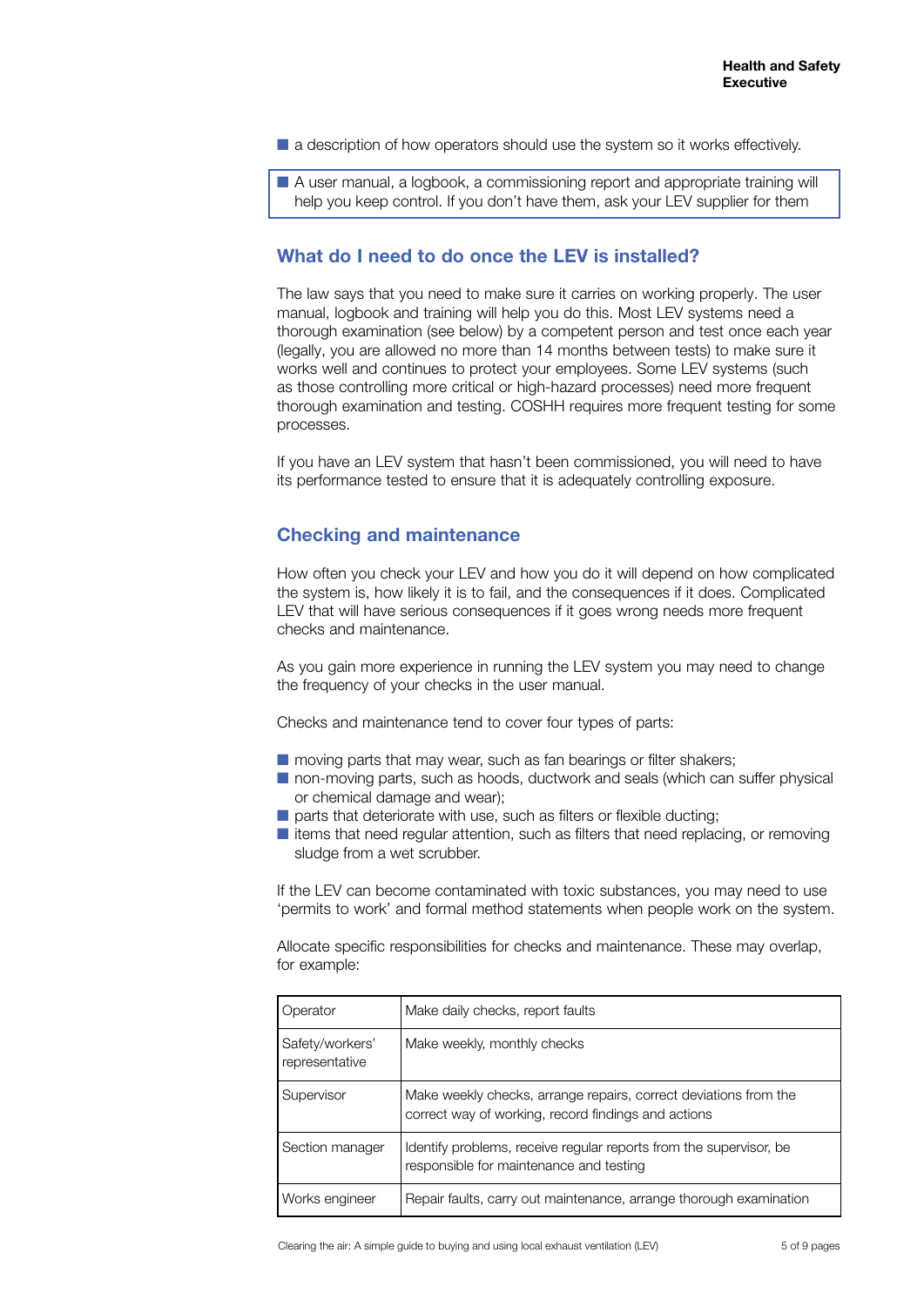- a description of how operators should use the system so it works effectively.

> - A user manual, a logbook, a commissioning report and appropriate training will help you keep control. If you don't have them, ask your LEV supplier for them

## What do I need to do once the LEV is installed?

The law says that you need to make sure it carries on working properly. The user manual, logbook and training will help you do this. Most LEV systems need a thorough examination (see below) by a competent person and test once each year (legally, you are allowed no more than 14 months between tests) to make sure it works well and continues to protect your employees. Some LEV systems (such as those controlling more critical or high-hazard processes) need more frequent thorough examination and testing. COSHH requires more frequent testing for some processes.

If you have an LEV system that hasn't been commissioned, you will need to have its performance tested to ensure that it is adequately controlling exposure.

## Checking and maintenance

How often you check your LEV and how you do it will depend on how complicated the system is, how likely it is to fail, and the consequences if it does. Complicated LEV that will have serious consequences if it goes wrong needs more frequent checks and maintenance.

As you gain more experience in running the LEV system you may need to change the frequency of your checks in the user manual.

Checks and maintenance tend to cover four types of parts:

- moving parts that may wear, such as fan bearings or filter shakers;
- non-moving parts, such as hoods, ductwork and seals (which can suffer physical or chemical damage and wear);
- parts that deteriorate with use, such as filters or flexible ducting;
- items that need regular attention, such as filters that need replacing, or removing sludge from a wet scrubber.

If the LEV can become contaminated with toxic substances, you may need to use 'permits to work' and formal method statements when people work on the system.

Allocate specific responsibilities for checks and maintenance. These may overlap, for example:

| | |
|---|---|
| Operator | Make daily checks, report faults |
| Safety/workers' representative | Make weekly, monthly checks |
| Supervisor | Make weekly checks, arrange repairs, correct deviations from the correct way of working, record findings and actions |
| Section manager | Identify problems, receive regular reports from the supervisor, be responsible for maintenance and testing |
| Works engineer | Repair faults, carry out maintenance, arrange thorough examination |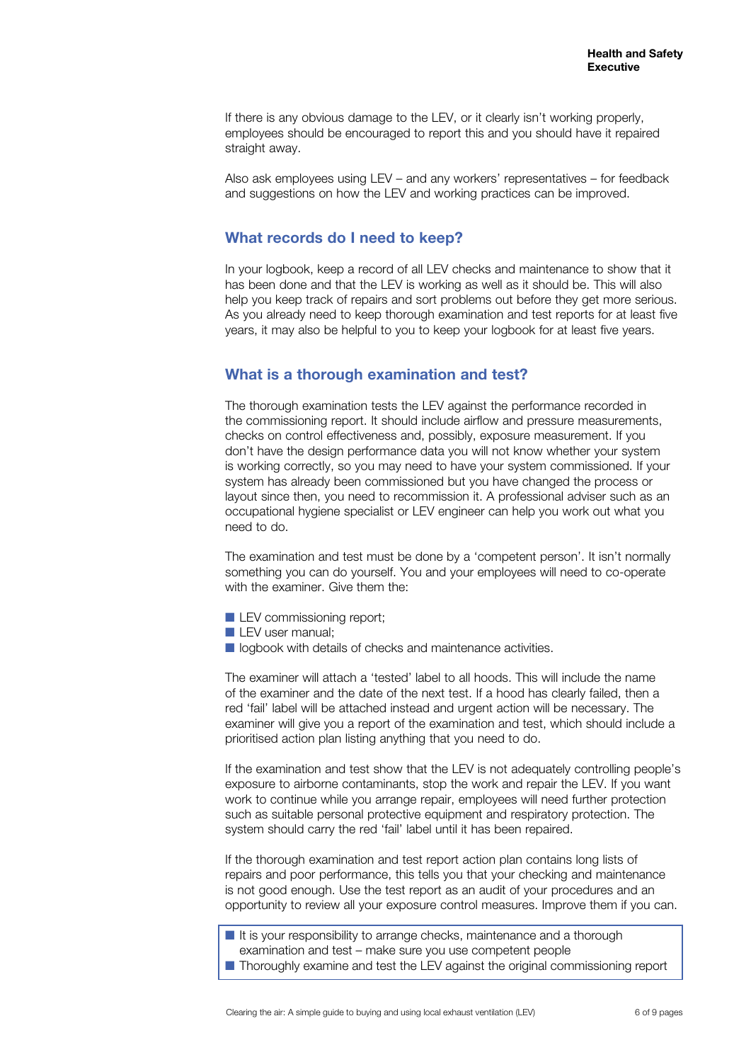If there is any obvious damage to the LEV, or it clearly isn't working properly, employees should be encouraged to report this and you should have it repaired straight away.

Also ask employees using LEV – and any workers' representatives – for feedback and suggestions on how the LEV and working practices can be improved.

## What records do I need to keep?

In your logbook, keep a record of all LEV checks and maintenance to show that it has been done and that the LEV is working as well as it should be. This will also help you keep track of repairs and sort problems out before they get more serious. As you already need to keep thorough examination and test reports for at least five years, it may also be helpful to you to keep your logbook for at least five years.

## What is a thorough examination and test?

The thorough examination tests the LEV against the performance recorded in the commissioning report. It should include airflow and pressure measurements, checks on control effectiveness and, possibly, exposure measurement. If you don't have the design performance data you will not know whether your system is working correctly, so you may need to have your system commissioned. If your system has already been commissioned but you have changed the process or layout since then, you need to recommission it. A professional adviser such as an occupational hygiene specialist or LEV engineer can help you work out what you need to do.

The examination and test must be done by a 'competent person'. It isn't normally something you can do yourself. You and your employees will need to co-operate with the examiner. Give them the:

- LEV commissioning report;
- LEV user manual;
- logbook with details of checks and maintenance activities.

The examiner will attach a 'tested' label to all hoods. This will include the name of the examiner and the date of the next test. If a hood has clearly failed, then a red 'fail' label will be attached instead and urgent action will be necessary. The examiner will give you a report of the examination and test, which should include a prioritised action plan listing anything that you need to do.

If the examination and test show that the LEV is not adequately controlling people's exposure to airborne contaminants, stop the work and repair the LEV. If you want work to continue while you arrange repair, employees will need further protection such as suitable personal protective equipment and respiratory protection. The system should carry the red 'fail' label until it has been repaired.

If the thorough examination and test report action plan contains long lists of repairs and poor performance, this tells you that your checking and maintenance is not good enough. Use the test report as an audit of your procedures and an opportunity to review all your exposure control measures. Improve them if you can.

- It is your responsibility to arrange checks, maintenance and a thorough examination and test – make sure you use competent people
- Thoroughly examine and test the LEV against the original commissioning report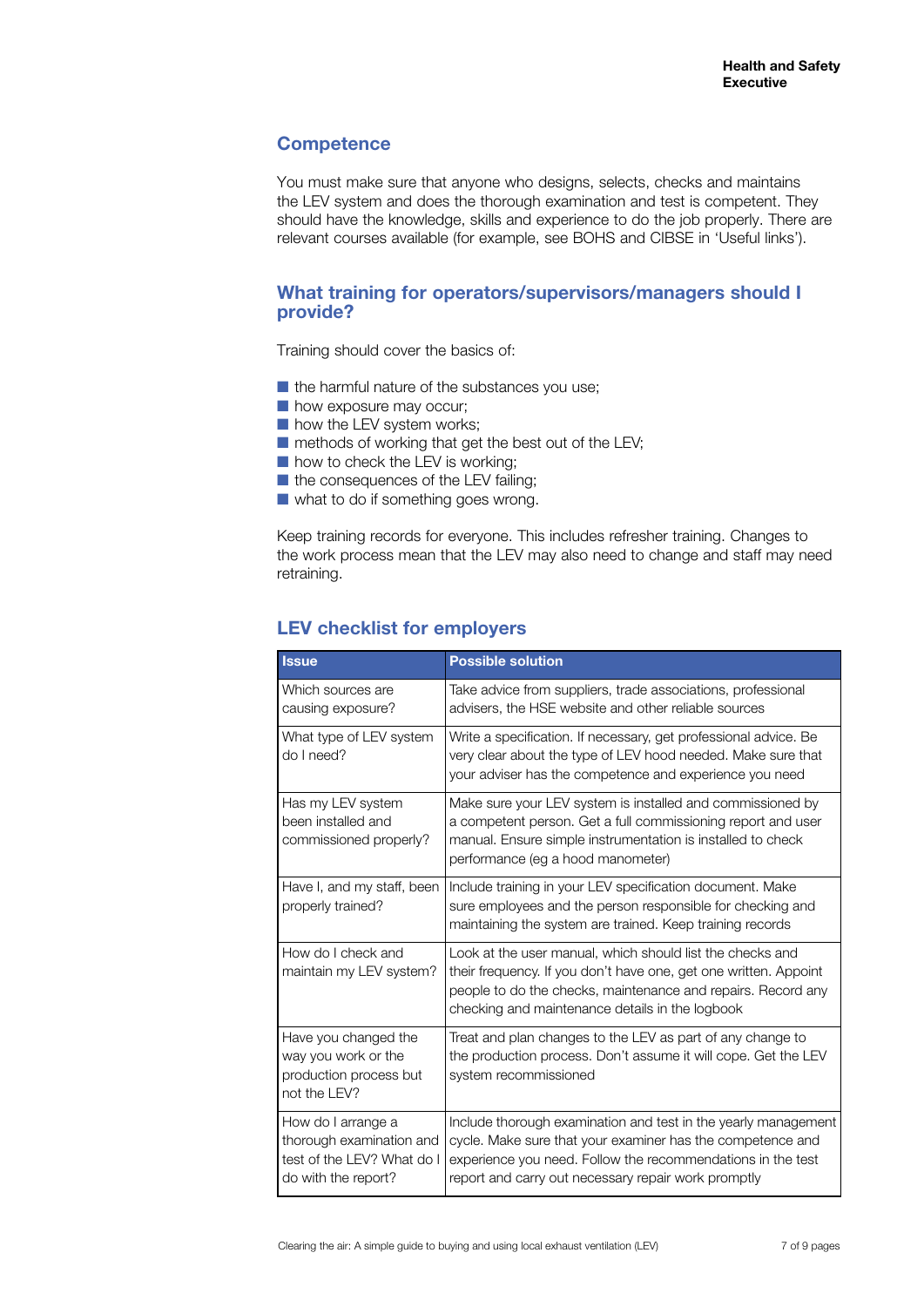## Competence

You must make sure that anyone who designs, selects, checks and maintains the LEV system and does the thorough examination and test is competent. They should have the knowledge, skills and experience to do the job properly. There are relevant courses available (for example, see BOHS and CIBSE in 'Useful links').

## What training for operators/supervisors/managers should I provide?

Training should cover the basics of:

- the harmful nature of the substances you use;
- how exposure may occur;
- how the LEV system works;
- methods of working that get the best out of the LEV;
- how to check the LEV is working;
- the consequences of the LEV failing;
- what to do if something goes wrong.

Keep training records for everyone. This includes refresher training. Changes to the work process mean that the LEV may also need to change and staff may need retraining.

## LEV checklist for employers

| Issue | Possible solution |
| --- | --- |
| Which sources are causing exposure? | Take advice from suppliers, trade associations, professional advisers, the HSE website and other reliable sources |
| What type of LEV system do I need? | Write a specification. If necessary, get professional advice. Be very clear about the type of LEV hood needed. Make sure that your adviser has the competence and experience you need |
| Has my LEV system been installed and commissioned properly? | Make sure your LEV system is installed and commissioned by a competent person. Get a full commissioning report and user manual. Ensure simple instrumentation is installed to check performance (eg a hood manometer) |
| Have I, and my staff, been properly trained? | Include training in your LEV specification document. Make sure employees and the person responsible for checking and maintaining the system are trained. Keep training records |
| How do I check and maintain my LEV system? | Look at the user manual, which should list the checks and their frequency. If you don't have one, get one written. Appoint people to do the checks, maintenance and repairs. Record any checking and maintenance details in the logbook |
| Have you changed the way you work or the production process but not the LEV? | Treat and plan changes to the LEV as part of any change to the production process. Don't assume it will cope. Get the LEV system recommissioned |
| How do I arrange a thorough examination and test of the LEV? What do I do with the report? | Include thorough examination and test in the yearly management cycle. Make sure that your examiner has the competence and experience you need. Follow the recommendations in the test report and carry out necessary repair work promptly |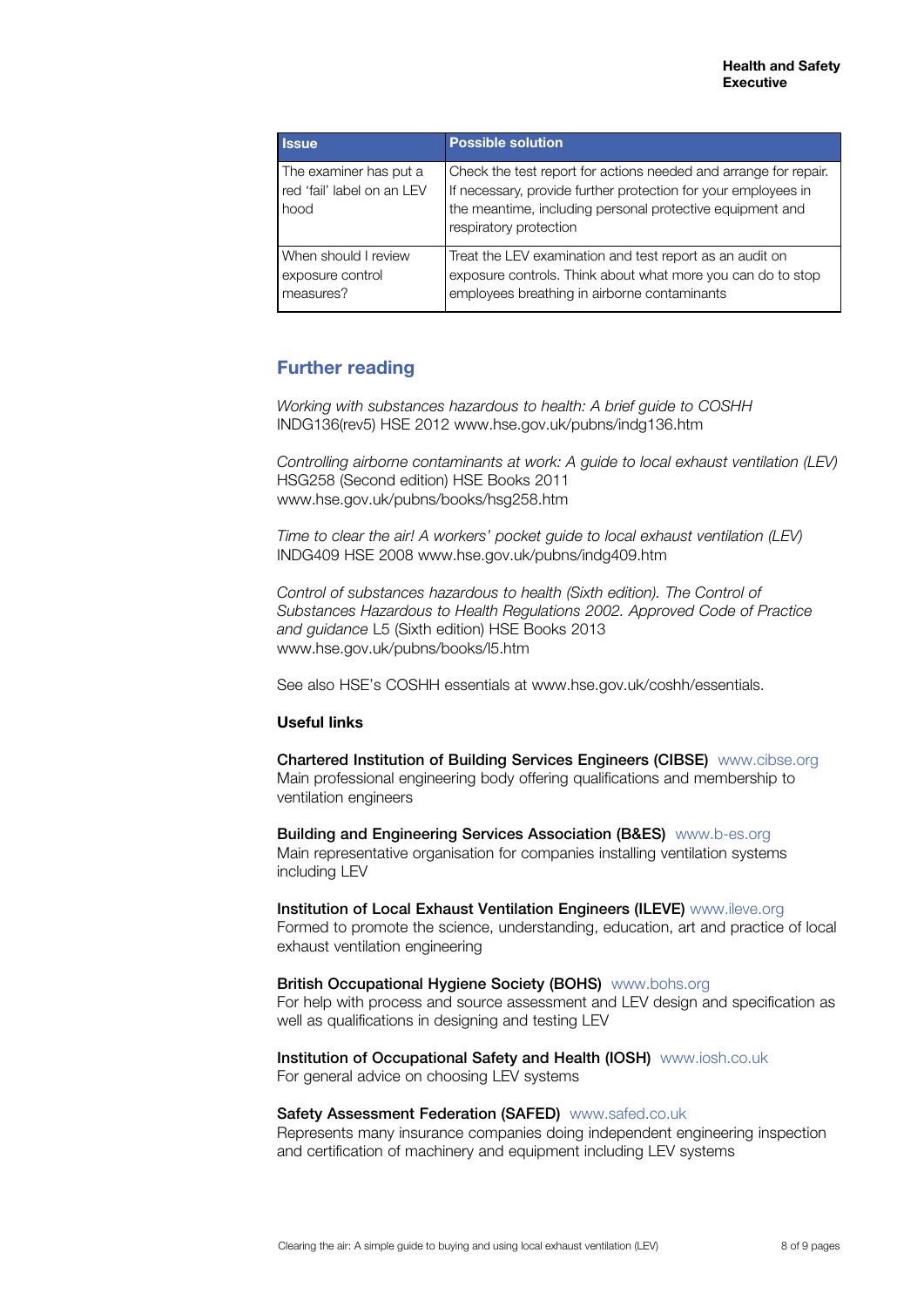| Issue | Possible solution |
|---|---|
| The examiner has put a red 'fail' label on an LEV hood | Check the test report for actions needed and arrange for repair. If necessary, provide further protection for your employees in the meantime, including personal protective equipment and respiratory protection |
| When should I review exposure control measures? | Treat the LEV examination and test report as an audit on exposure controls. Think about what more you can do to stop employees breathing in airborne contaminants |

## Further reading

*Working with substances hazardous to health: A brief guide to COSHH* INDG136(rev5) HSE 2012 www.hse.gov.uk/pubns/indg136.htm

*Controlling airborne contaminants at work: A guide to local exhaust ventilation (LEV)* HSG258 (Second edition) HSE Books 2011 www.hse.gov.uk/pubns/books/hsg258.htm

*Time to clear the air! A workers' pocket guide to local exhaust ventilation (LEV)* INDG409 HSE 2008 www.hse.gov.uk/pubns/indg409.htm

*Control of substances hazardous to health (Sixth edition). The Control of Substances Hazardous to Health Regulations 2002. Approved Code of Practice and guidance* L5 (Sixth edition) HSE Books 2013 www.hse.gov.uk/pubns/books/l5.htm

See also HSE's COSHH essentials at www.hse.gov.uk/coshh/essentials.

### Useful links

**Chartered Institution of Building Services Engineers (CIBSE)** www.cibse.org
Main professional engineering body offering qualifications and membership to ventilation engineers

**Building and Engineering Services Association (B&ES)** www.b-es.org
Main representative organisation for companies installing ventilation systems including LEV

**Institution of Local Exhaust Ventilation Engineers (ILEVE)** www.ileve.org
Formed to promote the science, understanding, education, art and practice of local exhaust ventilation engineering

**British Occupational Hygiene Society (BOHS)** www.bohs.org
For help with process and source assessment and LEV design and specification as well as qualifications in designing and testing LEV

**Institution of Occupational Safety and Health (IOSH)** www.iosh.co.uk
For general advice on choosing LEV systems

**Safety Assessment Federation (SAFED)** www.safed.co.uk
Represents many insurance companies doing independent engineering inspection and certification of machinery and equipment including LEV systems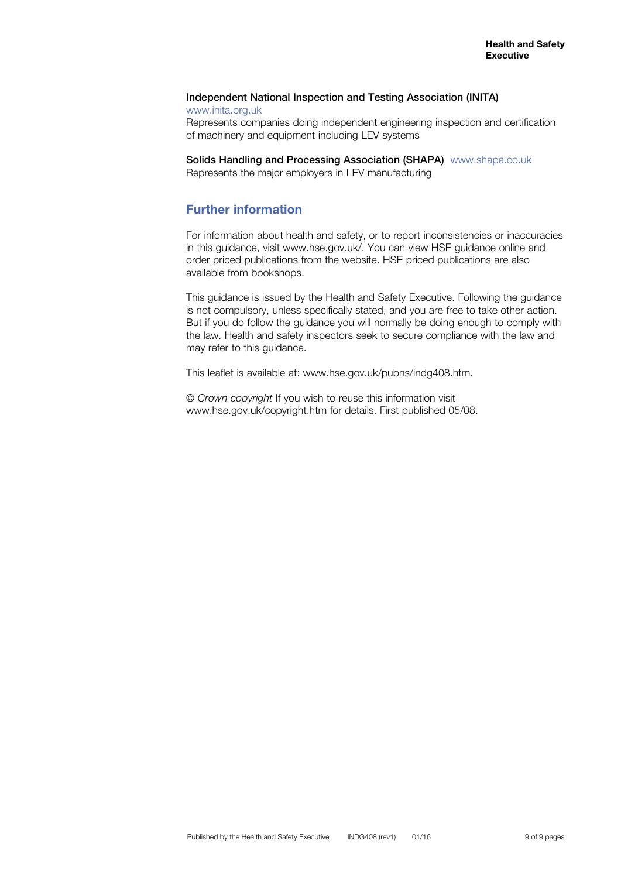**Independent National Inspection and Testing Association (INITA)**
www.inita.org.uk
Represents companies doing independent engineering inspection and certification of machinery and equipment including LEV systems

**Solids Handling and Processing Association (SHAPA)** www.shapa.co.uk
Represents the major employers in LEV manufacturing

## Further information

For information about health and safety, or to report inconsistencies or inaccuracies in this guidance, visit www.hse.gov.uk/. You can view HSE guidance online and order priced publications from the website. HSE priced publications are also available from bookshops.

This guidance is issued by the Health and Safety Executive. Following the guidance is not compulsory, unless specifically stated, and you are free to take other action. But if you do follow the guidance you will normally be doing enough to comply with the law. Health and safety inspectors seek to secure compliance with the law and may refer to this guidance.

This leaflet is available at: www.hse.gov.uk/pubns/indg408.htm.

© *Crown copyright* If you wish to reuse this information visit www.hse.gov.uk/copyright.htm for details. First published 05/08.

Published by the Health and Safety Executive INDG408 (rev1) 01/16